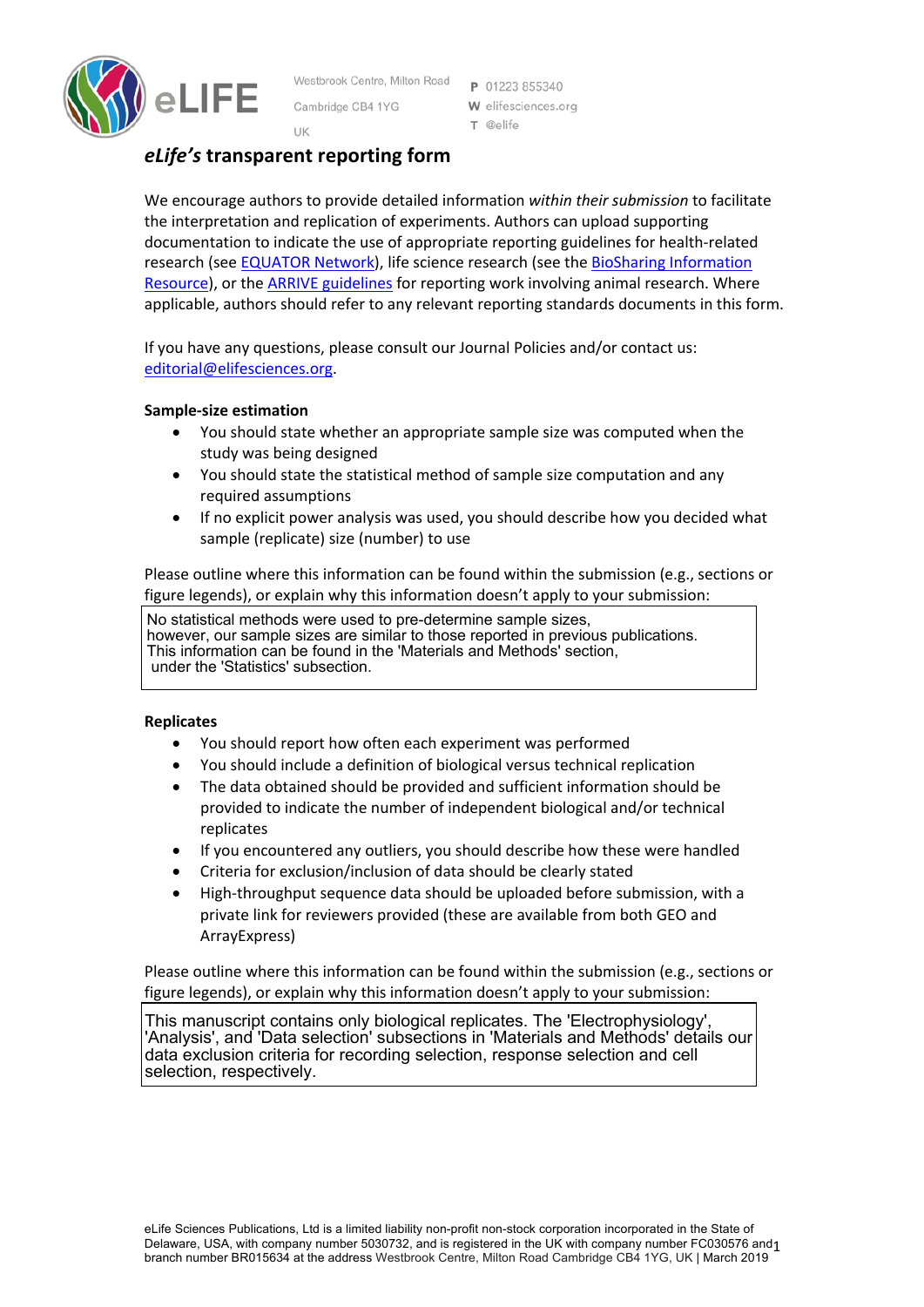Westbrook Centre, Milton Road
Cambridge CB4 1YG
UK

P 01223 855340
W elifesciences.org
T @elife

# *eLife's* transparent reporting form

We encourage authors to provide detailed information *within their submission* to facilitate the interpretation and replication of experiments. Authors can upload supporting documentation to indicate the use of appropriate reporting guidelines for health-related research (see EQUATOR Network), life science research (see the BioSharing Information Resource), or the ARRIVE guidelines for reporting work involving animal research. Where applicable, authors should refer to any relevant reporting standards documents in this form.

If you have any questions, please consult our Journal Policies and/or contact us: editorial@elifesciences.org.

### Sample-size estimation

- You should state whether an appropriate sample size was computed when the study was being designed
- You should state the statistical method of sample size computation and any required assumptions
- If no explicit power analysis was used, you should describe how you decided what sample (replicate) size (number) to use

Please outline where this information can be found within the submission (e.g., sections or figure legends), or explain why this information doesn't apply to your submission:

> No statistical methods were used to pre-determine sample sizes, however, our sample sizes are similar to those reported in previous publications. This information can be found in the 'Materials and Methods' section, under the 'Statistics' subsection.

### Replicates

- You should report how often each experiment was performed
- You should include a definition of biological versus technical replication
- The data obtained should be provided and sufficient information should be provided to indicate the number of independent biological and/or technical replicates
- If you encountered any outliers, you should describe how these were handled
- Criteria for exclusion/inclusion of data should be clearly stated
- High-throughput sequence data should be uploaded before submission, with a private link for reviewers provided (these are available from both GEO and ArrayExpress)

Please outline where this information can be found within the submission (e.g., sections or figure legends), or explain why this information doesn't apply to your submission:

> This manuscript contains only biological replicates. The 'Electrophysiology', 'Analysis', and 'Data selection' subsections in 'Materials and Methods' details our data exclusion criteria for recording selection, response selection and cell selection, respectively.

eLife Sciences Publications, Ltd is a limited liability non-profit non-stock corporation incorporated in the State of Delaware, USA, with company number 5030732, and is registered in the UK with company number FC030576 and branch number BR015634 at the address Westbrook Centre, Milton Road Cambridge CB4 1YG, UK | March 2019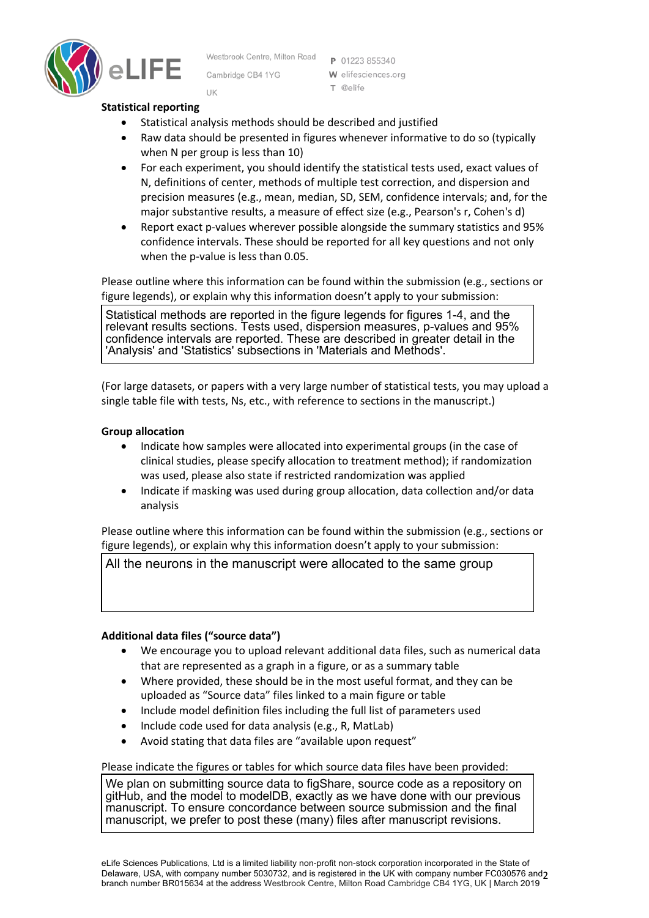### Statistical reporting

- Statistical analysis methods should be described and justified
- Raw data should be presented in figures whenever informative to do so (typically when N per group is less than 10)
- For each experiment, you should identify the statistical tests used, exact values of N, definitions of center, methods of multiple test correction, and dispersion and precision measures (e.g., mean, median, SD, SEM, confidence intervals; and, for the major substantive results, a measure of effect size (e.g., Pearson's r, Cohen's d)
- Report exact p-values wherever possible alongside the summary statistics and 95% confidence intervals. These should be reported for all key questions and not only when the p-value is less than 0.05.

Please outline where this information can be found within the submission (e.g., sections or figure legends), or explain why this information doesn't apply to your submission:

> Statistical methods are reported in the figure legends for figures 1-4, and the relevant results sections. Tests used, dispersion measures, p-values and 95% confidence intervals are reported. These are described in greater detail in the 'Analysis' and 'Statistics' subsections in 'Materials and Methods'.

(For large datasets, or papers with a very large number of statistical tests, you may upload a single table file with tests, Ns, etc., with reference to sections in the manuscript.)

### Group allocation

- Indicate how samples were allocated into experimental groups (in the case of clinical studies, please specify allocation to treatment method); if randomization was used, please also state if restricted randomization was applied
- Indicate if masking was used during group allocation, data collection and/or data analysis

Please outline where this information can be found within the submission (e.g., sections or figure legends), or explain why this information doesn't apply to your submission:

> All the neurons in the manuscript were allocated to the same group

### Additional data files ("source data")

- We encourage you to upload relevant additional data files, such as numerical data that are represented as a graph in a figure, or as a summary table
- Where provided, these should be in the most useful format, and they can be uploaded as "Source data" files linked to a main figure or table
- Include model definition files including the full list of parameters used
- Include code used for data analysis (e.g., R, MatLab)
- Avoid stating that data files are "available upon request"

Please indicate the figures or tables for which source data files have been provided:

> We plan on submitting source data to figShare, source code as a repository on gitHub, and the model to modelDB, exactly as we have done with our previous manuscript. To ensure concordance between source submission and the final manuscript, we prefer to post these (many) files after manuscript revisions.